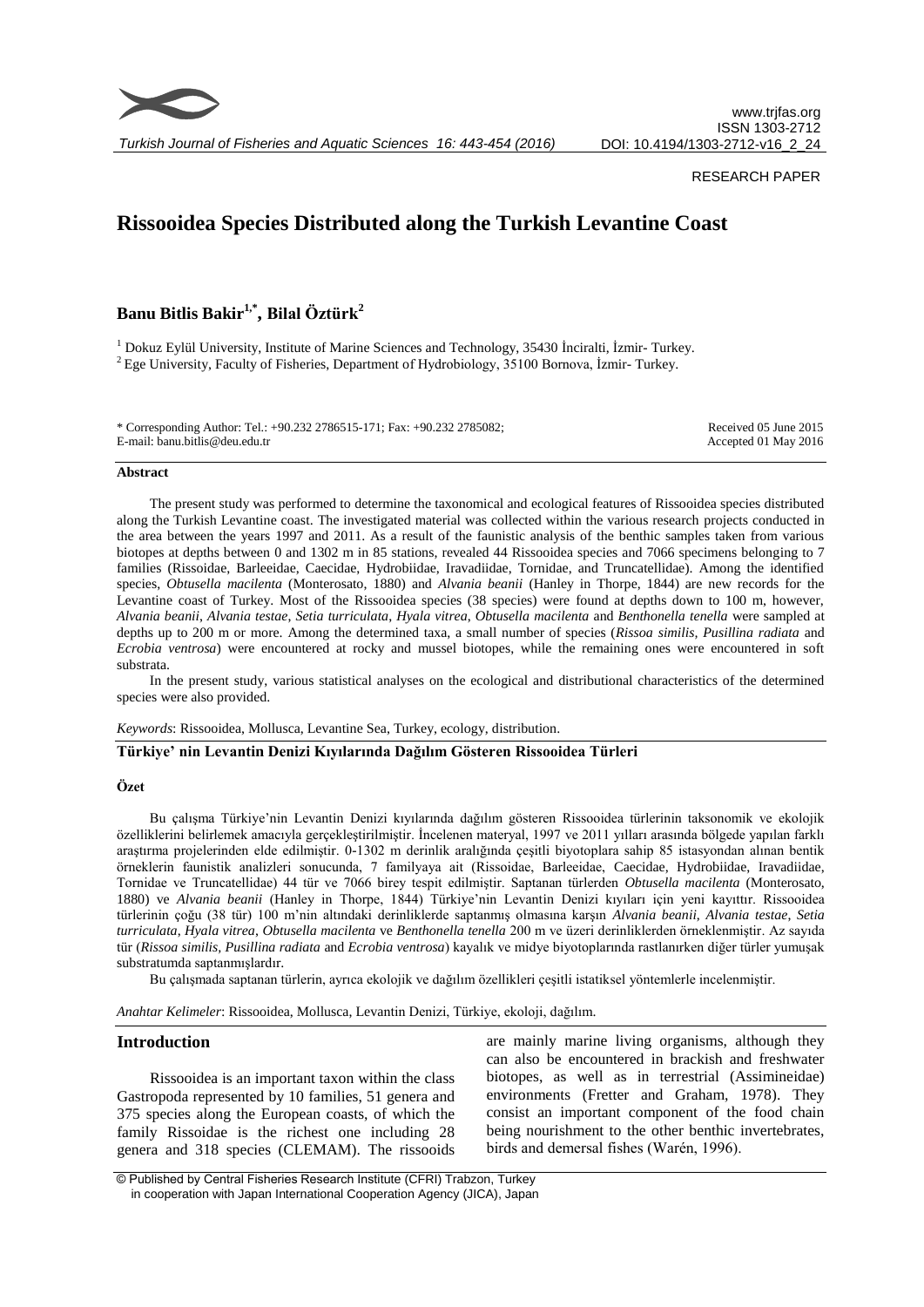RESEARCH PAPER

# Rissooidea Species Distributed along the Turkish Levantine Coast

**Banu Bitlis Bakir[1,*], Bilal Öztürk[2]**

[1] Dokuz Eylül University, Institute of Marine Sciences and Technology, 35430 İnciralti, İzmir- Turkey.
[2] Ege University, Faculty of Fisheries, Department of Hydrobiology, 35100 Bornova, İzmir- Turkey.

\* Corresponding Author: Tel.: +90.232 2786515-171; Fax: +90.232 2785082;
E-mail: banu.bitlis@deu.edu.tr

Received 05 June 2015
Accepted 01 May 2016

### Abstract

The present study was performed to determine the taxonomical and ecological features of Rissooidea species distributed along the Turkish Levantine coast. The investigated material was collected within the various research projects conducted in the area between the years 1997 and 2011. As a result of the faunistic analysis of the benthic samples taken from various biotopes at depths between 0 and 1302 m in 85 stations, revealed 44 Rissooidea species and 7066 specimens belonging to 7 families (Rissoidae, Barleeidae, Caecidae, Hydrobiidae, Iravadiidae, Tornidae, and Truncatellidae). Among the identified species, *Obtusella macilenta* (Monterosato, 1880) and *Alvania beanii* (Hanley in Thorpe, 1844) are new records for the Levantine coast of Turkey. Most of the Rissooidea species (38 species) were found at depths down to 100 m, however, *Alvania beanii, Alvania testae, Setia turriculata, Hyala vitrea, Obtusella macilenta* and *Benthonella tenella* were sampled at depths up to 200 m or more. Among the determined taxa, a small number of species (*Rissoa similis, Pusillina radiata* and *Ecrobia ventrosa*) were encountered at rocky and mussel biotopes, while the remaining ones were encountered in soft substrata.

In the present study, various statistical analyses on the ecological and distributional characteristics of the determined species were also provided.

*Keywords*: Rissooidea, Mollusca, Levantine Sea, Turkey, ecology, distribution.

### Türkiye' nin Levantin Denizi Kıyılarında Dağılım Gösteren Rissooidea Türleri

### Özet

Bu çalışma Türkiye'nin Levantin Denizi kıyılarında dağılım gösteren Rissooidea türlerinin taksonomik ve ekolojik özelliklerini belirlemek amacıyla gerçekleştirilmiştir. İncelenen materyal, 1997 ve 2011 yılları arasında bölgede yapılan farklı araştırma projelerinden elde edilmiştir. 0-1302 m derinlik aralığında çeşitli biyotoplara sahip 85 istasyondan alınan bentik örneklerin faunistik analizleri sonucunda, 7 familyaya ait (Rissoidae, Barleeidae, Caecidae, Hydrobiidae, Iravadiidae, Tornidae ve Truncatellidae) 44 tür ve 7066 birey tespit edilmiştir. Saptanan türlerden *Obtusella macilenta* (Monterosato, 1880) ve *Alvania beanii* (Hanley in Thorpe, 1844) Türkiye'nin Levantin Denizi kıyıları için yeni kayıttır. Rissooidea türlerinin çoğu (38 tür) 100 m'nin altındaki derinliklerde saptanmış olmasına karşın *Alvania beanii, Alvania testae, Setia turriculata, Hyala vitrea, Obtusella macilenta* ve *Benthonella tenella* 200 m ve üzeri derinliklerden örneklenmiştir. Az sayıda tür (*Rissoa similis, Pusillina radiata* and *Ecrobia ventrosa*) kayalık ve midye biyotoplarında rastlanırken diğer türler yumuşak substratumda saptanmışlardır.

Bu çalışmada saptanan türlerin, ayrıca ekolojik ve dağılım özellikleri çeşitli istatiksel yöntemlerle incelenmiştir.

*Anahtar Kelimeler*: Rissooidea, Mollusca, Levantin Denizi, Türkiye, ekoloji, dağılım.

## Introduction

Rissooidea is an important taxon within the class Gastropoda represented by 10 families, 51 genera and 375 species along the European coasts, of which the family Rissoidae is the richest one including 28 genera and 318 species (CLEMAM). The rissooids are mainly marine living organisms, although they can also be encountered in brackish and freshwater biotopes, as well as in terrestrial (Assimineidae) environments (Fretter and Graham, 1978). They consist an important component of the food chain being nourishment to the other benthic invertebrates, birds and demersal fishes (Warén, 1996).

© Published by Central Fisheries Research Institute (CFRI) Trabzon, Turkey in cooperation with Japan International Cooperation Agency (JICA), Japan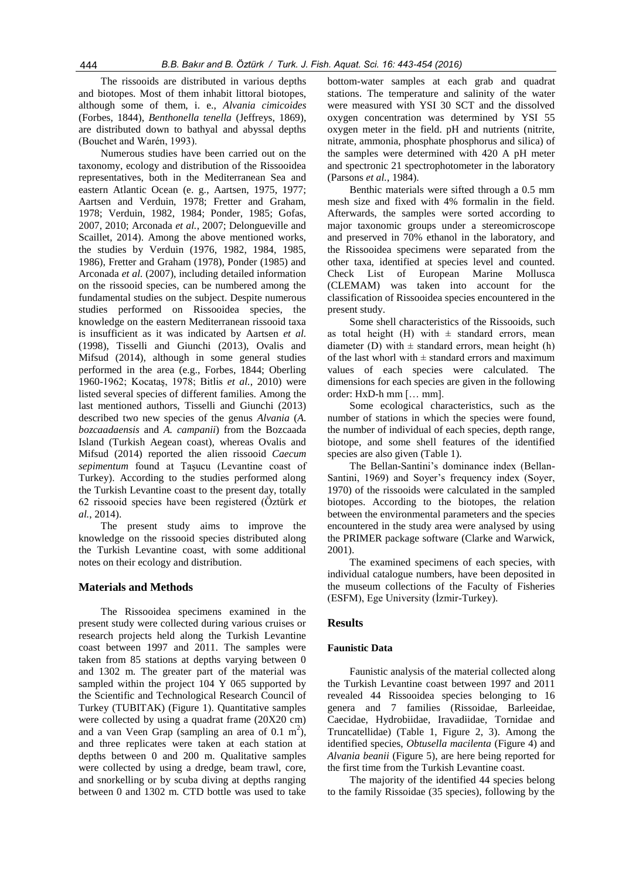The rissooids are distributed in various depths and biotopes. Most of them inhabit littoral biotopes, although some of them, i. e., *Alvania cimicoides* (Forbes, 1844), *Benthonella tenella* (Jeffreys, 1869), are distributed down to bathyal and abyssal depths (Bouchet and Warén, 1993).

Numerous studies have been carried out on the taxonomy, ecology and distribution of the Rissooidea representatives, both in the Mediterranean Sea and eastern Atlantic Ocean (e. g., Aartsen, 1975, 1977; Aartsen and Verduin, 1978; Fretter and Graham, 1978; Verduin, 1982, 1984; Ponder, 1985; Gofas, 2007, 2010; Arconada *et al.*, 2007; Delongueville and Scaillet, 2014). Among the above mentioned works, the studies by Verduin (1976, 1982, 1984, 1985, 1986), Fretter and Graham (1978), Ponder (1985) and Arconada *et al.* (2007), including detailed information on the rissooid species, can be numbered among the fundamental studies on the subject. Despite numerous studies performed on Rissooidea species, the knowledge on the eastern Mediterranean rissooid taxa is insufficient as it was indicated by Aartsen *et al.* (1998), Tisselli and Giunchi (2013), Ovalis and Mifsud (2014), although in some general studies performed in the area (e.g., Forbes, 1844; Oberling 1960-1962; Kocataş, 1978; Bitlis *et al.*, 2010) were listed several species of different families. Among the last mentioned authors, Tisselli and Giunchi (2013) described two new species of the genus *Alvania* (*A. bozcaadaensis* and *A. campanii*) from the Bozcaada Island (Turkish Aegean coast), whereas Ovalis and Mifsud (2014) reported the alien rissooid *Caecum sepimentum* found at Taşucu (Levantine coast of Turkey). According to the studies performed along the Turkish Levantine coast to the present day, totally 62 rissooid species have been registered (Öztürk *et al.*, 2014).

The present study aims to improve the knowledge on the rissooid species distributed along the Turkish Levantine coast, with some additional notes on their ecology and distribution.

## Materials and Methods

The Rissooidea specimens examined in the present study were collected during various cruises or research projects held along the Turkish Levantine coast between 1997 and 2011. The samples were taken from 85 stations at depths varying between 0 and 1302 m. The greater part of the material was sampled within the project 104 Y 065 supported by the Scientific and Technological Research Council of Turkey (TUBITAK) (Figure 1). Quantitative samples were collected by using a quadrat frame (20X20 cm) and a van Veen Grap (sampling an area of 0.1 $m^2$), and three replicates were taken at each station at depths between 0 and 200 m. Qualitative samples were collected by using a dredge, beam trawl, core, and snorkelling or by scuba diving at depths ranging between 0 and 1302 m. CTD bottle was used to take bottom-water samples at each grab and quadrat stations. The temperature and salinity of the water were measured with YSI 30 SCT and the dissolved oxygen concentration was determined by YSI 55 oxygen meter in the field. pH and nutrients (nitrite, nitrate, ammonia, phosphate phosphorus and silica) of the samples were determined with 420 A pH meter and spectronic 21 spectrophotometer in the laboratory (Parsons *et al.*, 1984).

Benthic materials were sifted through a 0.5 mm mesh size and fixed with 4% formalin in the field. Afterwards, the samples were sorted according to major taxonomic groups under a stereomicroscope and preserved in 70% ethanol in the laboratory, and the Rissooidea specimens were separated from the other taxa, identified at species level and counted. Check List of European Marine Mollusca (CLEMAM) was taken into account for the classification of Rissooidea species encountered in the present study.

Some shell characteristics of the Rissooids, such as total height (H) with ± standard errors, mean diameter (D) with ± standard errors, mean height (h) of the last whorl with ± standard errors and maximum values of each species were calculated. The dimensions for each species are given in the following order: HxD-h mm [… mm].

Some ecological characteristics, such as the number of stations in which the species were found, the number of individual of each species, depth range, biotope, and some shell features of the identified species are also given (Table 1).

The Bellan-Santini's dominance index (Bellan-Santini, 1969) and Soyer's frequency index (Soyer, 1970) of the rissooids were calculated in the sampled biotopes. According to the biotopes, the relation between the environmental parameters and the species encountered in the study area were analysed by using the PRIMER package software (Clarke and Warwick, 2001).

The examined specimens of each species, with individual catalogue numbers, have been deposited in the museum collections of the Faculty of Fisheries (ESFM), Ege University (İzmir-Turkey).

## Results

### Faunistic Data

Faunistic analysis of the material collected along the Turkish Levantine coast between 1997 and 2011 revealed 44 Rissooidea species belonging to 16 genera and 7 families (Rissoidae, Barleeidae, Caecidae, Hydrobiidae, Iravadiidae, Tornidae and Truncatellidae) (Table 1, Figure 2, 3). Among the identified species, *Obtusella macilenta* (Figure 4) and *Alvania beanii* (Figure 5), are here being reported for the first time from the Turkish Levantine coast.

The majority of the identified 44 species belong to the family Rissoidae (35 species), following by the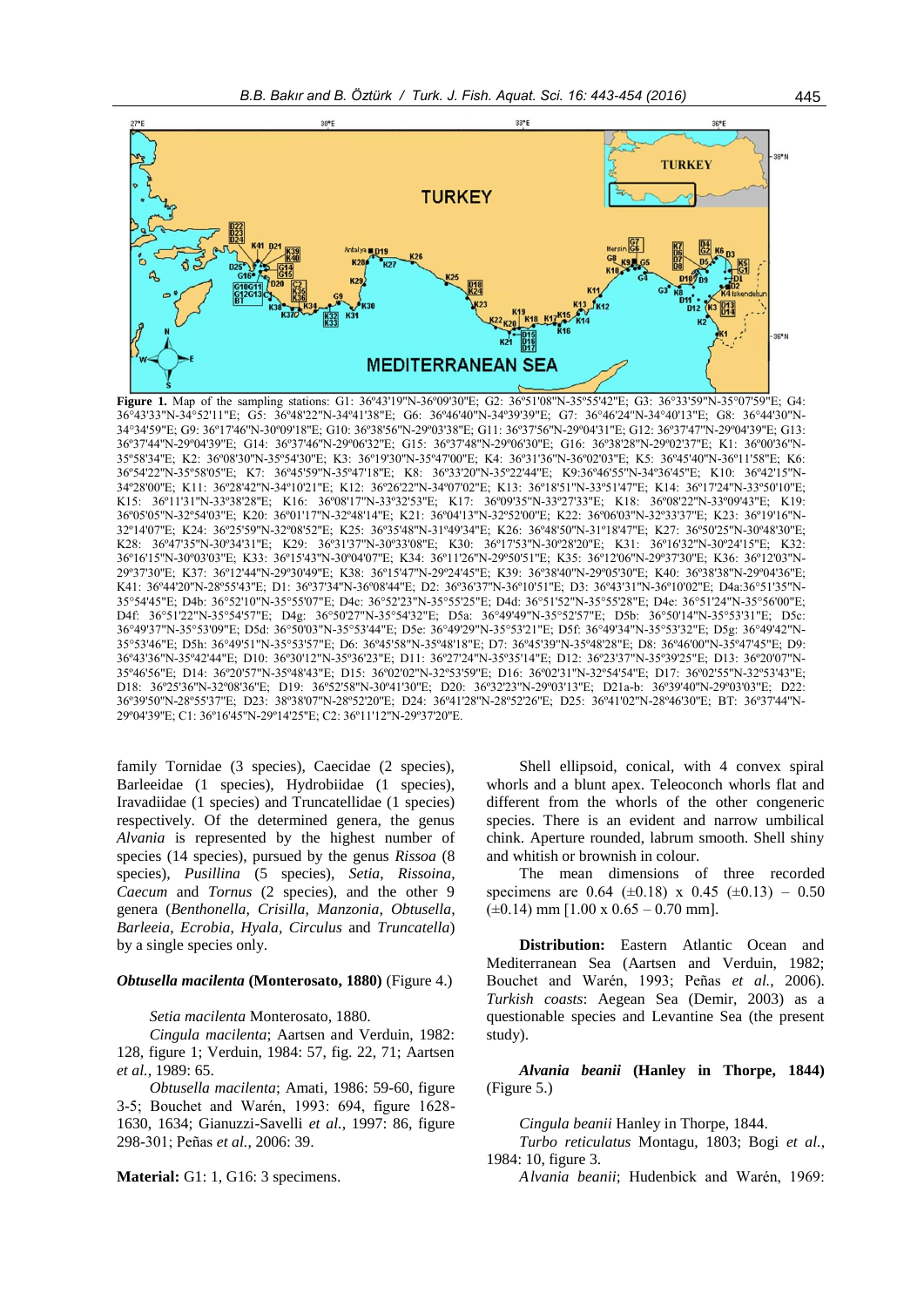**Figure 1.** Map of the sampling stations: G1: 36º43'19"N-36º09'30"E; G2: 36º51'08"N-35º55'42"E; G3: 36°33'59"N-35°07'59"E; G4: 36º43'33"N-34°52'11"E; G5: 36º48'22"N-34º41'38"E; G6: 36º46'40"N-34º39'39"E; G7: 36º46'24"N-34º40'13"E; G8: 36º44'30"N-34º34'59"E; G9: 36º17'46"N-30º09'18"E; G10: 36º38'56"N-29º03'38"E; G11: 36º37'56"N-29º04'31"E; G12: 36º37'47"N-29º04'39"E; G13: 36º37'44"N-29º04'39"E; G14: 36º37'46"N-29º06'32"E; G15: 36º37'48"N-29º06'30"E; G16: 36º38'28"N-29º02'37"E; K1: 36º00'36"N-35º58'34"E; K2: 36º08'30"N-35º54'30"E; K3: 36º19'30"N-35º47'00"E; K4: 36º31'36"N-36º02'03"E; K5: 36º45'40"N-36º11'58"E; K6: 36º54'22"N-35º58'05"E; K7: 36º45'59"N-35º47'18"E; K8: 36º33'20"N-35º22'44"E; K9:36º46'55"N-34º36'45"E; K10: 36º42'15"N-34º28'00"E; K11: 36º28'42"N-34º10'21"E; K12: 36º26'22"N-34º07'02"E; K13: 36º18'51"N-33º51'47"E; K14: 36º17'24"N-33º50'10"E; K15: 36º11'31"N-33º38'28"E; K16: 36º08'17"N-33º32'53"E; K17: 36º09'35"N-33º27'33"E; K18: 36º08'22"N-33º09'43"E; K19: 36º05'05"N-32º54'03"E; K20: 36º01'17"N-32º48'14"E; K21: 36º04'13"N-32º52'00"E; K22: 36º06'03"N-32º33'37"E; K23: 36º19'16"N-32º14'07"E; K24: 36º25'59"N-32º08'52"E; K25: 36º35'48"N-31º49'34"E; K26: 36º48'50"N-31º18'47"E; K27: 36º50'25"N-30º48'30"E; K28: 36º47'35"N-30º34'31"E; K29: 36º31'37"N-30º33'08"E; K30: 36º17'53"N-30º28'20"E; K31: 36º16'32"N-30º24'15"E; K32: 36º16'15"N-30º03'03"E; K33: 36º15'43"N-30º04'07"E; K34: 36º11'26"N-29º50'51"E; K35: 36º12'06"N-29º37'30"E; K36: 36º12'03"N-29º37'30"E; K37: 36º12'44"N-29º30'49"E; K38: 36º15'47"N-29º24'45"E; K39: 36º38'40"N-29º05'30"E; K40: 36º38'38"N-29º04'36"E; K41: 36º44'20"N-28º55'43"E; D1: 36º37'34"N-36º08'44"E; D2: 36º36'37"N-36º10'51"E; D3: 36º43'31"N-36º10'02"E; D4a:36º51'35"N-35º54'45"E; D4b: 36º52'10"N-35º55'07"E; D4c: 36º52'23"N-35º55'25"E; D4d: 36º51'52"N-35º55'28"E; D4e: 36º51'24"N-35º56'00"E; D4f: 36º51'22"N-35º54'57"E; D4g: 36º50'27"N-35º54'32"E; D5a: 36º49'49"N-35º52'57"E; D5b: 36º50'14"N-35º53'31"E; D5c: 36º49'37"N-35º53'09"E; D5d: 36º50'03"N-35º53'44"E; D5e: 36º49'29"N-35º53'21"E; D5f: 36º49'34"N-35º53'32"E; D5g: 36º49'42"N-35º53'46"E; D5h: 36º49'51"N-35º53'57"E; D6: 36º45'58"N-35º48'18"E; D7: 36º45'39"N-35º48'28"E; D8: 36º46'00"N-35º47'45"E; D9: 36º43'36"N-35º42'44"E; D10: 36º30'12"N-35º36'23"E; D11: 36º27'24"N-35º35'14"E; D12: 36º23'37"N-35º39'25"E; D13: 36º20'07"N-35º46'56"E; D14: 36º20'57"N-35º48'43"E; D15: 36º02'02"N-32º53'59"E; D16: 36º02'31"N-32º54'54"E; D17: 36º02'55"N-32º53'43"E; D18: 36º25'36"N-32º08'36"E; D19: 36º52'58"N-30º41'30"E; D20: 36º32'23"N-29º03'13"E; D21a-b: 36º39'40"N-29º03'03"E; D22: 36º39'50"N-28º55'37"E; D23: 38º38'07"N-28º52'20"E; D24: 36º41'28"N-28º52'26"E; D25: 36º41'02"N-28º46'30"E; BT: 36º37'44"N-29º04'39"E; C1: 36º16'45"N-29º14'25"E; C2: 36º11'12"N-29º37'20"E.

family Tornidae (3 species), Caecidae (2 species), Barleeidae (1 species), Hydrobiidae (1 species), Iravadiidae (1 species) and Truncatellidae (1 species) respectively. Of the determined genera, the genus *Alvania* is represented by the highest number of species (14 species), pursued by the genus *Rissoa* (8 species), *Pusillina* (5 species), *Setia*, *Rissoina*, *Caecum* and *Tornus* (2 species), and the other 9 genera (*Benthonella*, *Crisilla*, *Manzonia*, *Obtusella*, *Barleeia*, *Ecrobia*, *Hyala*, *Circulus* and *Truncatella*) by a single species only.

***Obtusella macilenta* (Monterosato, 1880)** (Figure 4.)

*Setia macilenta* Monterosato, 1880.

*Cingula macilenta*; Aartsen and Verduin, 1982: 128, figure 1; Verduin, 1984: 57, fig. 22, 71; Aartsen *et al.*, 1989: 65.

*Obtusella macilenta*; Amati, 1986: 59-60, figure 3-5; Bouchet and Warén, 1993: 694, figure 1628-1630, 1634; Gianuzzi-Savelli *et al.*, 1997: 86, figure 298-301; Peñas *et al.*, 2006: 39.

**Material:** G1: 1, G16: 3 specimens.

Shell ellipsoid, conical, with 4 convex spiral whorls and a blunt apex. Teleoconch whorls flat and different from the whorls of the other congeneric species. There is an evident and narrow umbilical chink. Aperture rounded, labrum smooth. Shell shiny and whitish or brownish in colour.

The mean dimensions of three recorded specimens are 0.64 (±0.18) x 0.45 (±0.13) – 0.50 (±0.14) mm [1.00 x 0.65 – 0.70 mm].

**Distribution:** Eastern Atlantic Ocean and Mediterranean Sea (Aartsen and Verduin, 1982; Bouchet and Warén, 1993; Peñas *et al.*, 2006). *Turkish coasts*: Aegean Sea (Demir, 2003) as a questionable species and Levantine Sea (the present study).

***Alvania beanii* (Hanley in Thorpe, 1844)** (Figure 5.)

*Cingula beanii* Hanley in Thorpe, 1844.

*Turbo reticulatus* Montagu, 1803; Bogi *et al.*, 1984: 10, figure 3.

*Alvania beanii*; Hudenbick and Warén, 1969: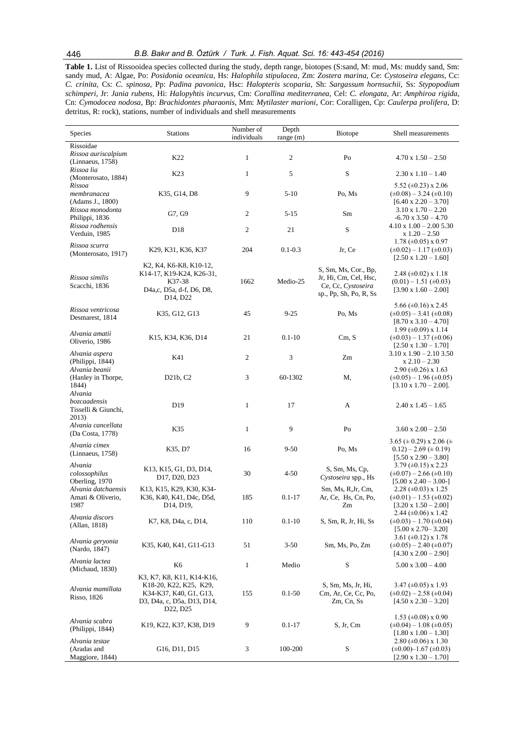**Table 1.** List of Rissooidea species collected during the study, depth range, biotopes (S:sand, M: mud, Ms: muddy sand, Sm: sandy mud, A: Algae, Po: *Posidonia oceanica*, Hs: *Halophila stipulacea*, Zm: *Zostera marina*, Ce: *Cystoseira elegans*, Cc: *C. crinita*, Cs: *C. spinosa*, Pp: *Padina pavonica*, Hsc: *Halopteris scoparia*, Sh: *Sargassum hornsuchii*, Ss: *Stypopodium schimperi*, Jr: *Jania rubens*, Hi: *Halopyhtis incurvus*, Cm: *Corallina mediterranea*, Cel: *C. elongata*, Ar: *Amphiroa rigida*, Cn: *Cymodocea nodosa*, Bp: *Brachidontes pharaonis*, Mm: *Mytilaster marioni*, Cor: Coralligen, Cp: *Caulerpa prolifera*, D: detritus, R: rock), stations, number of individuals and shell measurements

| Species | Stations | Number of individuals | Depth range (m) | Biotope | Shell measurements |
|---|---|---|---|---|---|
| Rissoidae | | | | | |
| *Rissoa auriscalpium* (Linnaeus, 1758) | K22 | 1 | 2 | Po | 4.70 x 1.50 – 2.50 |
| *Rissoa lia* (Monterosato, 1884) | K23 | 1 | 5 | S | 2.30 x 1.10 – 1.40 |
| *Rissoa membranacea* (Adams J., 1800) | K35, G14, D8 | 9 | 5-10 | Po, Ms | 5.52 (±0.23) x 2.06 (±0.08) – 3.24 (±0.10) [6.40 x 2.20 – 3.70] |
| *Rissoa monodonta* Philippi, 1836 | G7, G9 | 2 | 5-15 | Sm | 3.10 x 1.70 – 2.20 -6.70 x 3.50 – 4.70 |
| *Rissoa rodhensis* Verduin, 1985 | D18 | 2 | 21 | S | 4.10 x 1.00 – 2.00 5.30 x 1.20 – 2.50 |
| *Rissoa scurra* (Monterosato, 1917) | K29, K31, K36, K37 | 204 | 0.1-0.3 | Jr, Ce | 1.78 (±0.05) x 0.97 (±0.02) – 1.17 (±0.03) [2.50 x 1.20 – 1.60] |
| *Rissoa similis* Scacchi, 1836 | K2, K4, K6-K8, K10-12, K14-17, K19-K24, K26-31, K37-38 D4a,c, D5a, d-f, D6, D8, D14, D22 | 1662 | Medio-25 | S, Sm, Ms, Cor., Bp, Jr, Hi, Cm, Cel, Hsc, Ce, Cc, *Cystoseira* sp., Pp, Sh, Po, R, Ss | 2.48 (±0.02) x 1.18 (0.01) – 1.51 (±0.03) [3.90 x 1.60 – 2.00] |
| *Rissoa ventricosa* Desmarest, 1814 | K35, G12, G13 | 45 | 9-25 | Po, Ms | 5.66 (±0.16) x 2.45 (±0.05) – 3.41 (±0.08) [8.70 x 3.10 – 4.70] |
| *Alvania amatii* Oliverio, 1986 | K15, K34, K36, D14 | 21 | 0.1-10 | Cm, S | 1.99 (±0.09) x 1.14 (±0.03) – 1.37 (±0.06) [2.50 x 1.30 – 1.70] |
| *Alvania aspera* (Philippi, 1844) | K41 | 2 | 3 | Zm | 3.10 x 1.90 – 2.10 3.50 x 2.10 – 2.30 |
| *Alvania beanii* (Hanley in Thorpe, 1844) | D21b, C2 | 3 | 60-1302 | M, | 2.90 (±0.26) x 1.63 (±0.05) – 1.96 (±0.05) [3.10 x 1.70 – 2.00]. |
| *Alvania bozcaadensis* Tisselli & Giunchi, 2013) | D19 | 1 | 17 | A | 2.40 x 1.45 – 1.65 |
| *Alvania cancellata* (Da Costa, 1778) | K35 | 1 | 9 | Po | 3.60 x 2.00 – 2.50 |
| *Alvania cimex* (Linnaeus, 1758) | K35, D7 | 16 | 9-50 | Po, Ms | 3.65 (± 0.29) x 2.06 (± 0.12) – 2.69 (± 0.19) [5.50 x 2.90 – 3.80] |
| *Alvania colossophilus* Oberling, 1970 | K13, K15, G1, D3, D14, D17, D20, D23 | 30 | 4-50 | S, Sm, Ms, Cp, *Cystoseira* spp., Hs | 3.79 (±0.15) x 2.23 (±0.07) – 2.66 (±0.10) [5.00 x 2.40 – 3.00-] |
| *Alvania datchaensis* Amati & Oliverio, 1987 | K13, K15, K29, K30, K34-K36, K40, K41, D4c, D5d, D14, D19, | 185 | 0.1-17 | Sm, Ms, R,Jr, Cm, Ar, Ce, Hs, Cn, Po, Zm | 2.28 (±0.03) x 1.25 (±0.01) – 1.53 (±0.02) [3.20 x 1.50 – 2.00] |
| *Alvania discors* (Allan, 1818) | K7, K8, D4a, c, D14, | 110 | 0.1-10 | S, Sm, R, Jr, Hi, Ss | 2.44 (±0.06) x 1.42 (±0.03) – 1.70 (±0.04) [5.00 x 2.70– 3.20] |
| *Alvania geryonia* (Nardo, 1847) | K35, K40, K41, G11-G13 | 51 | 3-50 | Sm, Ms, Po, Zm | 3.61 (±0.12) x 1.78 (±0.05) – 2.40 (±0.07) [4.30 x 2.00 – 2.90] |
| *Alvania lactea* (Michaud, 1830) | K6 | 1 | Medio | S | 5.00 x 3.00 – 4.00 |
| *Alvania mamillata* Risso, 1826 | K3, K7, K8, K11, K14-K16, K18-20, K22, K25, K29, K34-K37, K40, G1, G13, D3, D4a, c, D5a, D13, D14, D22, D25 | 155 | 0.1-50 | S, Sm, Ms, Jr, Hi, Cm, Ar, Ce, Cc, Po, Zm, Cn, Ss | 3.47 (±0.05) x 1.93 (±0.02) – 2.58 (±0.04) [4.50 x 2.30 – 3.20] |
| *Alvania scabra* (Philippi, 1844) | K19, K22, K37, K38, D19 | 9 | 0.1-17 | S, Jr, Cm | 1.53 (±0.08) x 0.90 (±0.04) – 1.08 (±0.05) [1.80 x 1.00 – 1.30] |
| *Alvania testae* (Aradas and Maggiore, 1844) | G16, D11, D15 | 3 | 100-200 | S | 2.80 (±0.06) x 1.30 (±0.00)–1.67 (±0.03) [2.90 x 1.30 – 1.70] |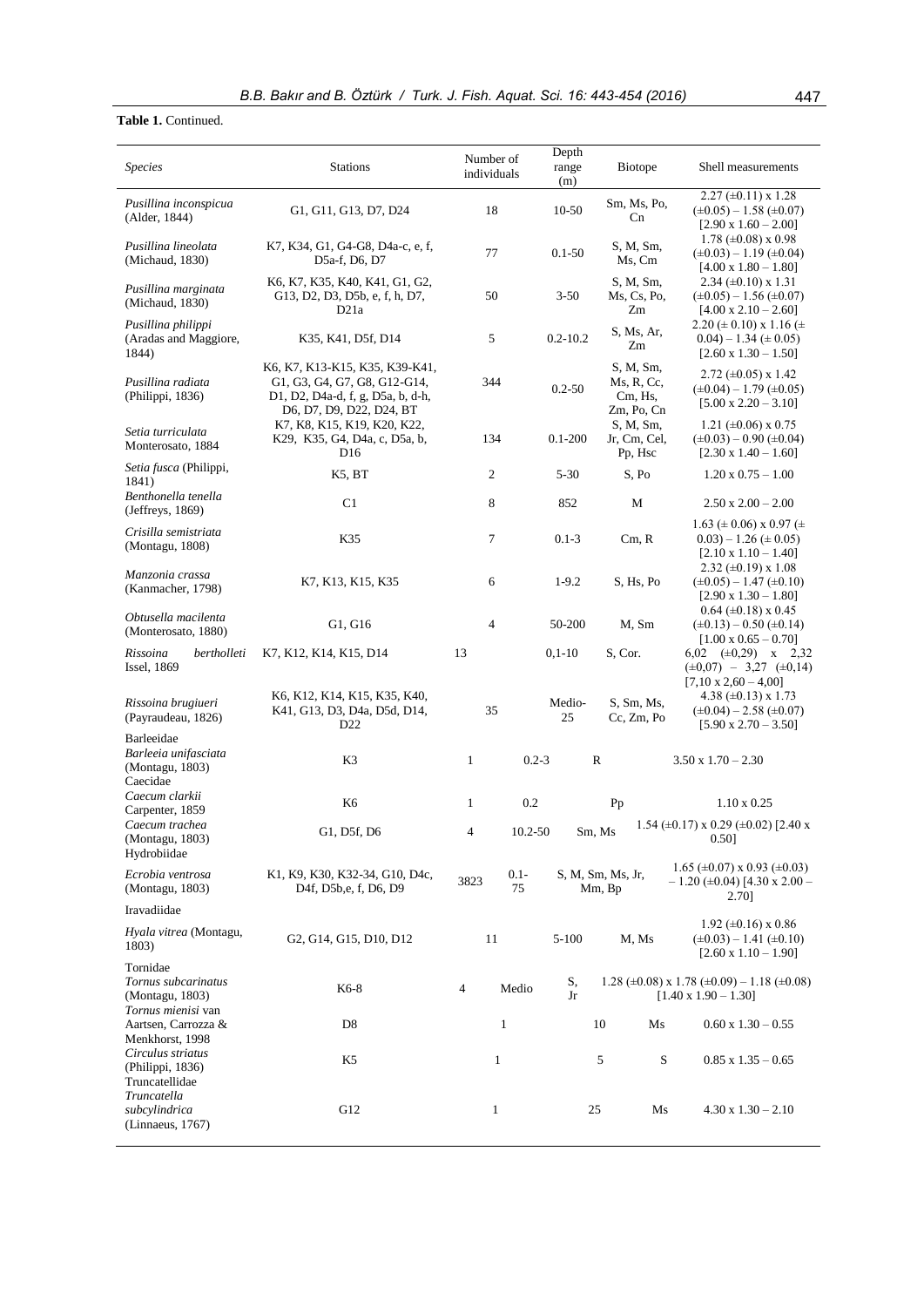**Table 1.** Continued.

| *Species* | Stations | Number of individuals | Depth range (m) | Biotope | Shell measurements |
|---|---|---|---|---|---|
| *Pusillina inconspicua* (Alder, 1844) | G1, G11, G13, D7, D24 | 18 | 10-50 | Sm, Ms, Po, Cn | 2.27 (±0.11) x 1.28 (±0.05) – 1.58 (±0.07) [2.90 x 1.60 – 2.00] |
| *Pusillina lineolata* (Michaud, 1830) | K7, K34, G1, G4-G8, D4a-c, e, f, D5a-f, D6, D7 | 77 | 0.1-50 | S, M, Sm, Ms, Cm | 1.78 (±0.08) x 0.98 (±0.03) – 1.19 (±0.04) [4.00 x 1.80 – 1.80] |
| *Pusillina marginata* (Michaud, 1830) | K6, K7, K35, K40, K41, G1, G2, G13, D2, D3, D5b, e, f, h, D7, D21a | 50 | 3-50 | S, M, Sm, Ms, Cs, Po, Zm | 2.34 (±0.10) x 1.31 (±0.05) – 1.56 (±0.07) [4.00 x 2.10 – 2.60] |
| *Pusillina philippi* (Aradas and Maggiore, 1844) | K35, K41, D5f, D14 | 5 | 0.2-10.2 | S, Ms, Ar, Zm | 2.20 (± 0.10) x 1.16 (± 0.04) – 1.34 (± 0.05) [2.60 x 1.30 – 1.50] |
| *Pusillina radiata* (Philippi, 1836) | K6, K7, K13-K15, K35, K39-K41, G1, G3, G4, G7, G8, G12-G14, D1, D2, D4a-d, f, g, D5a, b, d-h, D6, D7, D9, D22, D24, BT | 344 | 0.2-50 | S, M, Sm, Ms, R, Cc, Cm, Hs, Zm, Po, Cn | 2.72 (±0.05) x 1.42 (±0.04) – 1.79 (±0.05) [5.00 x 2.20 – 3.10] |
| *Setia turriculata* Monterosato, 1884 | K7, K8, K15, K19, K20, K22, K29, K35, G4, D4a, c, D5a, b, D16 | 134 | 0.1-200 | S, M, Sm, Jr, Cm, Cel, Pp, Hsc | 1.21 (±0.06) x 0.75 (±0.03) – 0.90 (±0.04) [2.30 x 1.40 – 1.60] |
| *Setia fusca* (Philippi, 1841) | K5, BT | 2 | 5-30 | S, Po | 1.20 x 0.75 – 1.00 |
| *Benthonella tenella* (Jeffreys, 1869) | C1 | 8 | 852 | M | 2.50 x 2.00 – 2.00 |
| *Crisilla semistriata* (Montagu, 1808) | K35 | 7 | 0.1-3 | Cm, R | 1.63 (± 0.06) x 0.97 (± 0.03) – 1.26 (± 0.05) [2.10 x 1.10 – 1.40] |
| *Manzonia crassa* (Kanmacher, 1798) | K7, K13, K15, K35 | 6 | 1-9.2 | S, Hs, Po | 2.32 (±0.19) x 1.08 (±0.05) – 1.47 (±0.10) [2.90 x 1.30 – 1.80] |
| *Obtusella macilenta* (Monterosato, 1880) | G1, G16 | 4 | 50-200 | M, Sm | 0.64 (±0.18) x 0.45 (±0.13) – 0.50 (±0.14) [1.00 x 0.65 – 0.70] |
| *Rissoina bertholleti* Issel, 1869 | K7, K12, K14, K15, D14 | 13 | 0,1-10 | S, Cor. | 6,02 (±0,29) x 2,32 (±0,07) – 3,27 (±0,14) [7,10 x 2,60 – 4,00] |
| *Rissoina bruguieri* (Payraudeau, 1826) | K6, K12, K14, K15, K35, K40, K41, G13, D3, D4a, D5d, D14, D22 | 35 | Medio-25 | S, Sm, Ms, Cc, Zm, Po | 4.38 (±0.13) x 1.73 (±0.04) – 2.58 (±0.07) [5.90 x 2.70 – 3.50] |
| Barleeidae | | | | | |
| *Barleeia unifasciata* (Montagu, 1803) | K3 | 1 | 0.2-3 | R | 3.50 x 1.70 – 2.30 |
| Caecidae | | | | | |
| *Caecum clarkii* Carpenter, 1859 | K6 | 1 | 0.2 | Pp | 1.10 x 0.25 |
| *Caecum trachea* (Montagu, 1803) | G1, D5f, D6 | 4 | 10.2-50 | Sm, Ms | 1.54 (±0.17) x 0.29 (±0.02) [2.40 x 0.50] |
| Hydrobiidae | | | | | |
| *Ecrobia ventrosa* (Montagu, 1803) | K1, K9, K30, K32-34, G10, D4c, D4f, D5b,e, f, D6, D9 | 3823 | 0.1-75 | S, M, Sm, Ms, Jr, Mm, Bp | 1.65 (±0.07) x 0.93 (±0.03) – 1.20 (±0.04) [4.30 x 2.00 – 2.70] |
| Iravadiidae | | | | | |
| *Hyala vitrea* (Montagu, 1803) | G2, G14, G15, D10, D12 | 11 | 5-100 | M, Ms | 1.92 (±0.16) x 0.86 (±0.03) – 1.41 (±0.10) [2.60 x 1.10 – 1.90] |
| Tornidae | | | | | |
| *Tornus subcarinatus* (Montagu, 1803) | K6-8 | 4 | Medio | S, Jr | 1.28 (±0.08) x 1.78 (±0.09) – 1.18 (±0.08) [1.40 x 1.90 – 1.30] |
| *Tornus mienisi* van Aartsen, Carrozza & Menkhorst, 1998 | D8 | 1 | 10 | Ms | 0.60 x 1.30 – 0.55 |
| *Circulus striatus* (Philippi, 1836) | K5 | 1 | 5 | S | 0.85 x 1.35 – 0.65 |
| Truncatellidae | | | | | |
| *Truncatella subcylindrica* (Linnaeus, 1767) | G12 | 1 | 25 | Ms | 4.30 x 1.30 – 2.10 |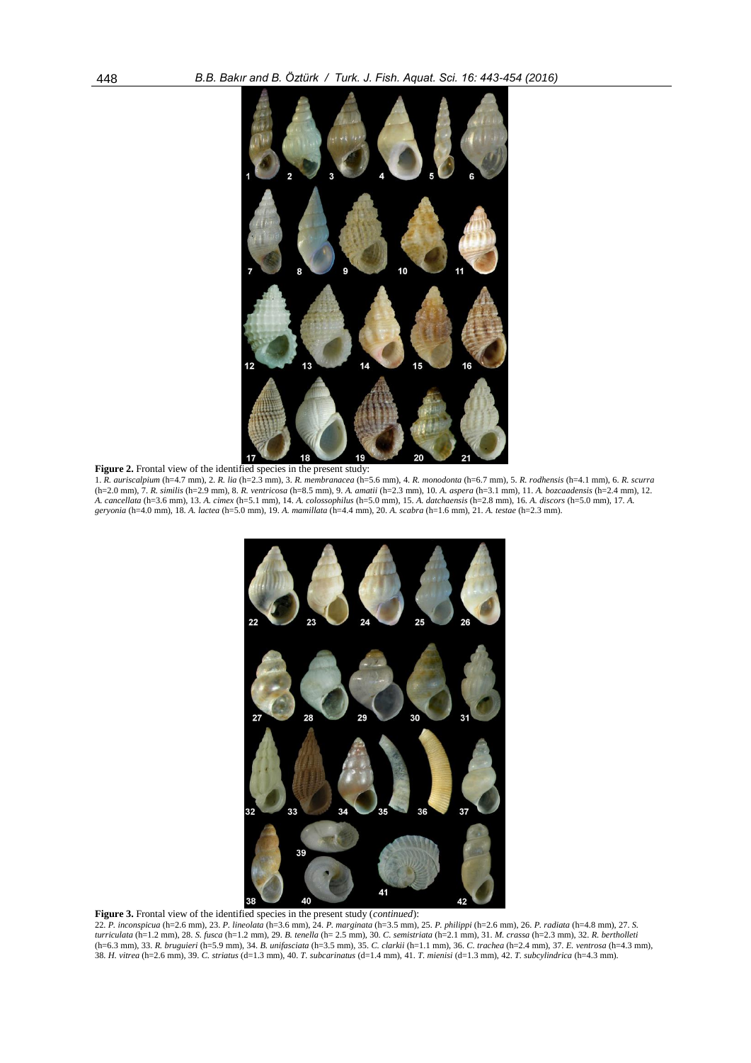**Figure 2.** Frontal view of the identified species in the present study:
1. *R. auriscalpium* (h=4.7 mm), 2. *R. lia* (h=2.3 mm), 3. *R. membranacea* (h=5.6 mm), 4. *R. monodonta* (h=6.7 mm), 5. *R. rodhensis* (h=4.1 mm), 6. *R. scurra* (h=2.0 mm), 7. *R. similis* (h=2.9 mm), 8. *R. ventricosa* (h=8.5 mm), 9. *A. amatii* (h=2.3 mm), 10. *A. aspera* (h=3.1 mm), 11. *A. bozcaadensis* (h=2.4 mm), 12. *A. cancellata* (h=3.6 mm), 13. *A. cimex* (h=5.1 mm), 14. *A. colossophilus* (h=5.0 mm), 15. *A. datchaensis* (h=2.8 mm), 16. *A. discors* (h=5.0 mm), 17. *A. geryonia* (h=4.0 mm), 18. *A. lactea* (h=5.0 mm), 19. *A. mamillata* (h=4.4 mm), 20. *A. scabra* (h=1.6 mm), 21. *A. testae* (h=2.3 mm).

**Figure 3.** Frontal view of the identified species in the present study (*continued*):
22. *P. inconspicua* (h=2.6 mm), 23. *P. lineolata* (h=3.6 mm), 24. *P. marginata* (h=3.5 mm), 25. *P. philippi* (h=2.6 mm), 26. *P. radiata* (h=4.8 mm), 27. *S. turriculata* (h=1.2 mm), 28. *S. fusca* (h=1.2 mm), 29. *B. tenella* (h= 2.5 mm), 30. *C. semistriata* (h=2.1 mm), 31. *M. crassa* (h=2.3 mm), 32. *R. bertholleti* (h=6.3 mm), 33. *R. bruguieri* (h=5.9 mm), 34. *B. unifasciata* (h=3.5 mm), 35. *C. clarkii* (h=1.1 mm), 36. *C. trachea* (h=2.4 mm), 37. *E. ventrosa* (h=4.3 mm), 38. *H. vitrea* (h=2.6 mm), 39. *C. striatus* (d=1.3 mm), 40. *T. subcarinatus* (d=1.4 mm), 41. *T. mienisi* (d=1.3 mm), 42. *T. subcylindrica* (h=4.3 mm).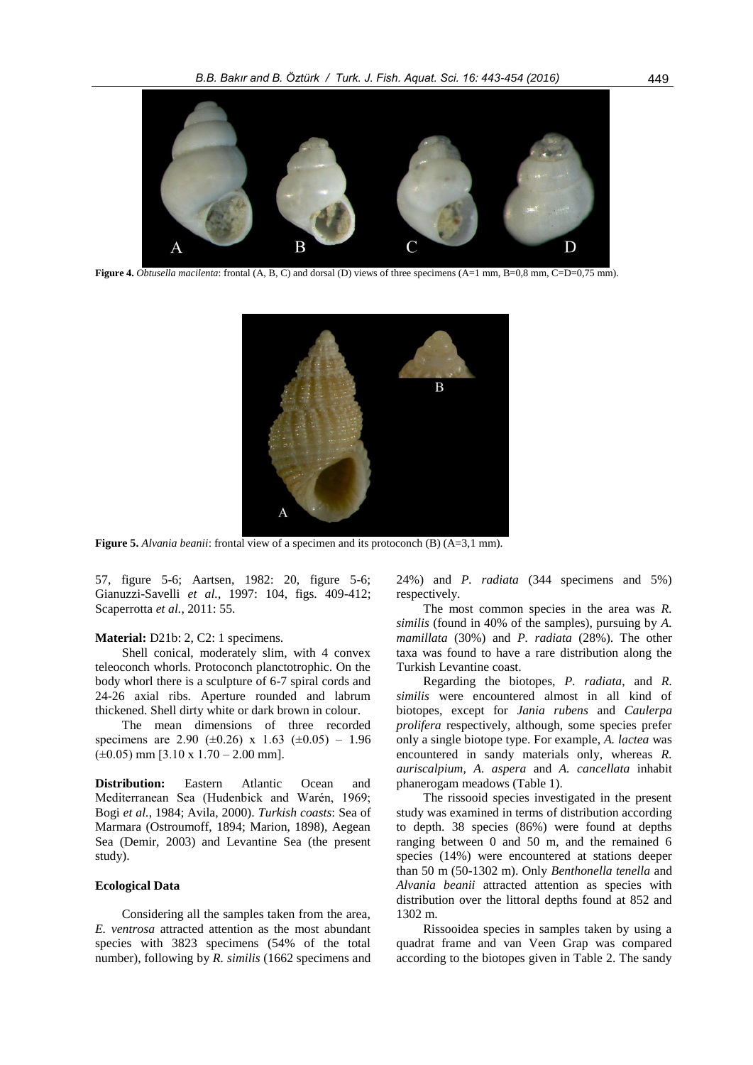**Figure 4.** *Obtusella macilenta*: frontal (A, B, C) and dorsal (D) views of three specimens (A=1 mm, B=0,8 mm, C=D=0,75 mm).

**Figure 5.** *Alvania beanii*: frontal view of a specimen and its protoconch (B) (A=3,1 mm).

57, figure 5-6; Aartsen, 1982: 20, figure 5-6; Gianuzzi-Savelli *et al.*, 1997: 104, figs. 409-412; Scaperrotta *et al.*, 2011: 55.

**Material:** D21b: 2, C2: 1 specimens.

Shell conical, moderately slim, with 4 convex teleoconch whorls. Protoconch planctotrophic. On the body whorl there is a sculpture of 6-7 spiral cords and 24-26 axial ribs. Aperture rounded and labrum thickened. Shell dirty white or dark brown in colour.

The mean dimensions of three recorded specimens are 2.90 (±0.26) x 1.63 (±0.05) – 1.96 (±0.05) mm [3.10 x 1.70 – 2.00 mm].

**Distribution:** Eastern Atlantic Ocean and Mediterranean Sea (Hudenbick and Warén, 1969; Bogi *et al.*, 1984; Avila, 2000). *Turkish coasts*: Sea of Marmara (Ostroumoff, 1894; Marion, 1898), Aegean Sea (Demir, 2003) and Levantine Sea (the present study).

### Ecological Data

Considering all the samples taken from the area, *E. ventrosa* attracted attention as the most abundant species with 3823 specimens (54% of the total number), following by *R. similis* (1662 specimens and 24%) and *P. radiata* (344 specimens and 5%) respectively.

The most common species in the area was *R. similis* (found in 40% of the samples), pursuing by *A. mamillata* (30%) and *P. radiata* (28%). The other taxa was found to have a rare distribution along the Turkish Levantine coast.

Regarding the biotopes, *P. radiata*, and *R. similis* were encountered almost in all kind of biotopes, except for *Jania rubens* and *Caulerpa prolifera* respectively, although, some species prefer only a single biotope type. For example, *A. lactea* was encountered in sandy materials only, whereas *R. auriscalpium*, *A. aspera* and *A. cancellata* inhabit phanerogam meadows (Table 1).

The rissooid species investigated in the present study was examined in terms of distribution according to depth. 38 species (86%) were found at depths ranging between 0 and 50 m, and the remained 6 species (14%) were encountered at stations deeper than 50 m (50-1302 m). Only *Benthonella tenella* and *Alvania beanii* attracted attention as species with distribution over the littoral depths found at 852 and 1302 m.

Rissooidea species in samples taken by using a quadrat frame and van Veen Grap was compared according to the biotopes given in Table 2. The sandy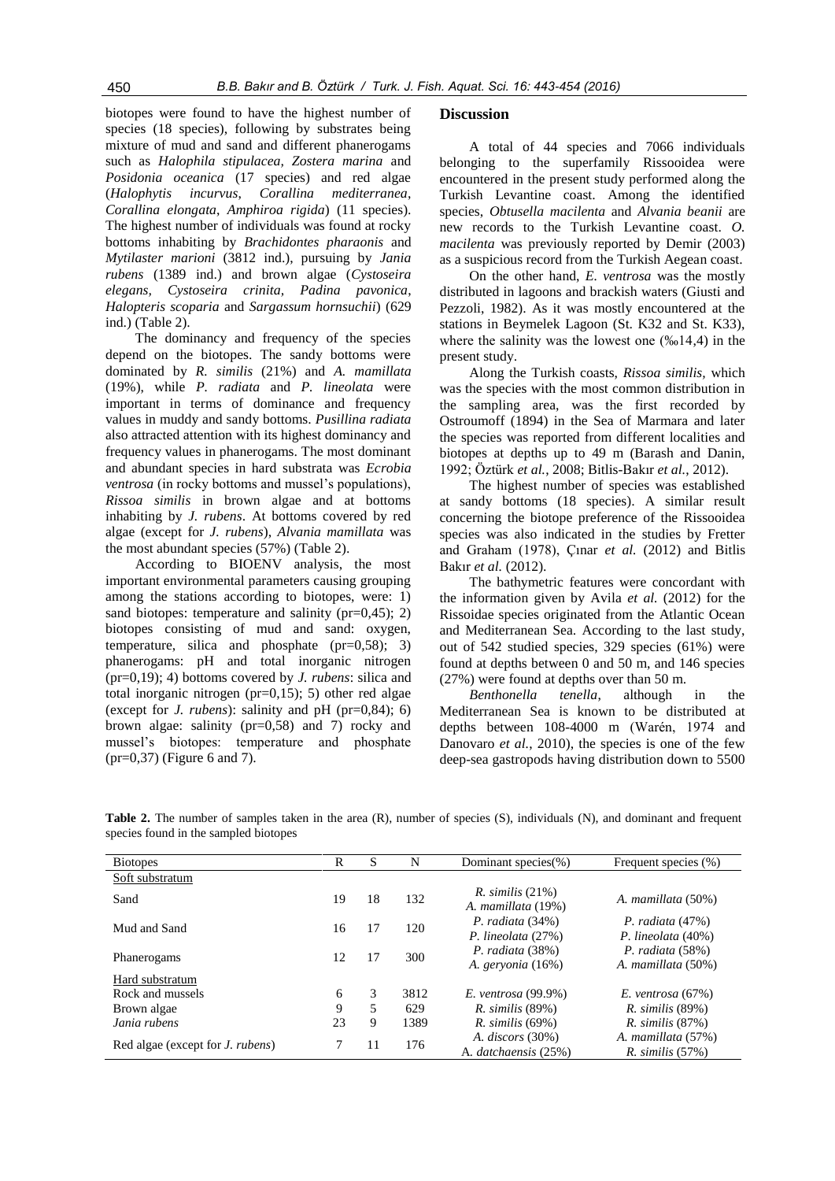biotopes were found to have the highest number of species (18 species), following by substrates being mixture of mud and sand and different phanerogams such as *Halophila stipulacea*, *Zostera marina* and *Posidonia oceanica* (17 species) and red algae (*Halophytis incurvus*, *Corallina mediterranea*, *Corallina elongata*, *Amphiroa rigida*) (11 species). The highest number of individuals was found at rocky bottoms inhabiting by *Brachidontes pharaonis* and *Mytilaster marioni* (3812 ind.), pursuing by *Jania rubens* (1389 ind.) and brown algae (*Cystoseira elegans, Cystoseira crinita, Padina pavonica*, *Halopteris scoparia* and *Sargassum hornsuchii*) (629 ind.) (Table 2).

The dominancy and frequency of the species depend on the biotopes. The sandy bottoms were dominated by *R. similis* (21%) and *A. mamillata* (19%), while *P. radiata* and *P. lineolata* were important in terms of dominance and frequency values in muddy and sandy bottoms. *Pusillina radiata* also attracted attention with its highest dominancy and frequency values in phanerogams. The most dominant and abundant species in hard substrata was *Ecrobia ventrosa* (in rocky bottoms and mussel's populations), *Rissoa similis* in brown algae and at bottoms inhabiting by *J. rubens*. At bottoms covered by red algae (except for *J. rubens*), *Alvania mamillata* was the most abundant species (57%) (Table 2).

According to BIOENV analysis, the most important environmental parameters causing grouping among the stations according to biotopes, were: 1) sand biotopes: temperature and salinity (pr=0,45); 2) biotopes consisting of mud and sand: oxygen, temperature, silica and phosphate (pr=0,58); 3) phanerogams: pH and total inorganic nitrogen (pr=0,19); 4) bottoms covered by *J. rubens*: silica and total inorganic nitrogen (pr=0,15); 5) other red algae (except for *J. rubens*): salinity and pH (pr=0,84); 6) brown algae: salinity (pr=0,58) and 7) rocky and mussel's biotopes: temperature and phosphate (pr=0,37) (Figure 6 and 7).

## Discussion

A total of 44 species and 7066 individuals belonging to the superfamily Rissooidea were encountered in the present study performed along the Turkish Levantine coast. Among the identified species, *Obtusella macilenta* and *Alvania beanii* are new records to the Turkish Levantine coast. *O. macilenta* was previously reported by Demir (2003) as a suspicious record from the Turkish Aegean coast.

On the other hand, *E. ventrosa* was the mostly distributed in lagoons and brackish waters (Giusti and Pezzoli, 1982). As it was mostly encountered at the stations in Beymelek Lagoon (St. K32 and St. K33), where the salinity was the lowest one (‰14,4) in the present study.

Along the Turkish coasts, *Rissoa similis*, which was the species with the most common distribution in the sampling area, was the first recorded by Ostroumoff (1894) in the Sea of Marmara and later the species was reported from different localities and biotopes at depths up to 49 m (Barash and Danin, 1992; Öztürk *et al.*, 2008; Bitlis-Bakır *et al.*, 2012).

The highest number of species was established at sandy bottoms (18 species). A similar result concerning the biotope preference of the Rissooidea species was also indicated in the studies by Fretter and Graham (1978), Çınar *et al.* (2012) and Bitlis Bakır *et al.* (2012).

The bathymetric features were concordant with the information given by Avila *et al.* (2012) for the Rissoidae species originated from the Atlantic Ocean and Mediterranean Sea. According to the last study, out of 542 studied species, 329 species (61%) were found at depths between 0 and 50 m, and 146 species (27%) were found at depths over than 50 m.

*Benthonella tenella*, although in the Mediterranean Sea is known to be distributed at depths between 108-4000 m (Warén, 1974 and Danovaro *et al.*, 2010), the species is one of the few deep-sea gastropods having distribution down to 5500

**Table 2.** The number of samples taken in the area (R), number of species (S), individuals (N), and dominant and frequent species found in the sampled biotopes

| Biotopes | R | S | N | Dominant species(%) | Frequent species (%) |
|---|---|---|---|---|---|
| Soft substratum | | | | | |
| Sand | 19 | 18 | 132 | *R. similis* (21%)<br>*A. mamillata* (19%) | *A. mamillata* (50%) |
| Mud and Sand | 16 | 17 | 120 | *P. radiata* (34%)<br>*P. lineolata* (27%) | *P. radiata* (47%)<br>*P. lineolata* (40%) |
| Phanerogams | 12 | 17 | 300 | *P. radiata* (38%)<br>*A. geryonia* (16%) | *P. radiata* (58%)<br>*A. mamillata* (50%) |
| Hard substratum | | | | | |
| Rock and mussels | 6 | 3 | 3812 | *E. ventrosa* (99.9%) | *E. ventrosa* (67%) |
| Brown algae | 9 | 5 | 629 | *R. similis* (89%) | *R. similis* (89%) |
| *Jania rubens* | 23 | 9 | 1389 | *R. similis* (69%) | *R. similis* (87%) |
| Red algae (except for *J. rubens*) | 7 | 11 | 176 | *A. discors* (30%)<br>A. *datchaensis* (25%) | *A. mamillata* (57%)<br>*R. similis* (57%) |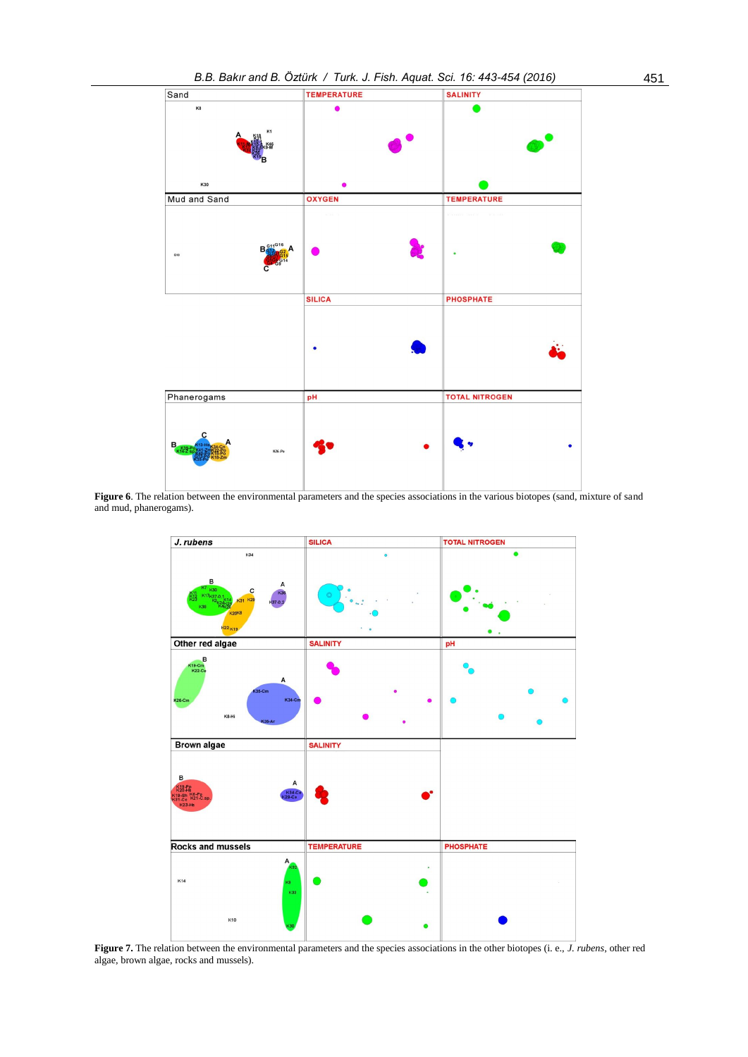**Figure 6**. The relation between the environmental parameters and the species associations in the various biotopes (sand, mixture of sand and mud, phanerogams).

**Figure 7.** The relation between the environmental parameters and the species associations in the other biotopes (i. e., *J. rubens*, other red algae, brown algae, rocks and mussels).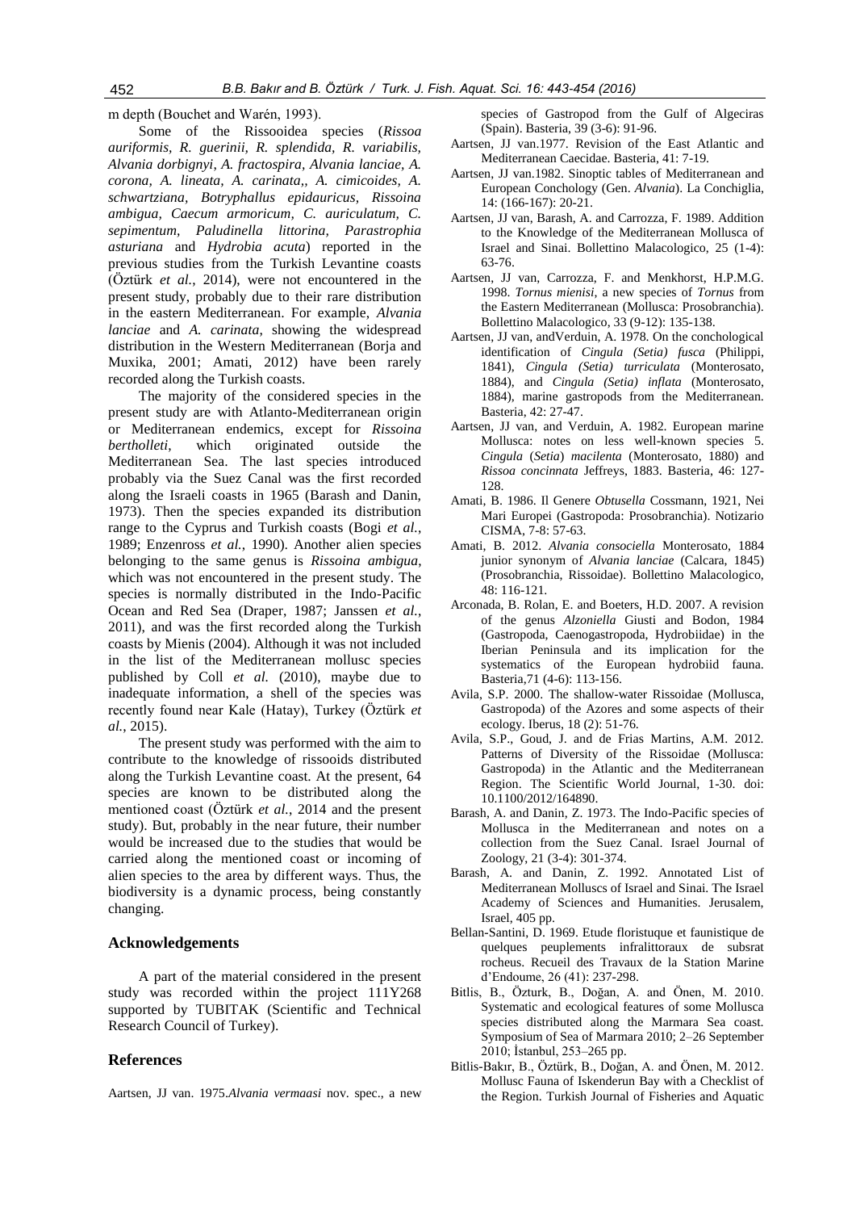m depth (Bouchet and Warén, 1993).

Some of the Rissooidea species (*Rissoa auriformis, R. guerinii, R. splendida, R. variabilis, Alvania dorbignyi, A. fractospira, Alvania lanciae, A. corona, A. lineata, A. carinata,, A. cimicoides, A. schwartziana, Botryphallus epidauricus, Rissoina ambigua, Caecum armoricum, C. auriculatum, C. sepimentum, Paludinella littorina, Parastrophia asturiana* and *Hydrobia acuta*) reported in the previous studies from the Turkish Levantine coasts (Öztürk *et al.*, 2014), were not encountered in the present study, probably due to their rare distribution in the eastern Mediterranean. For example, *Alvania lanciae* and *A. carinata*, showing the widespread distribution in the Western Mediterranean (Borja and Muxika, 2001; Amati, 2012) have been rarely recorded along the Turkish coasts.

The majority of the considered species in the present study are with Atlanto-Mediterranean origin or Mediterranean endemics, except for *Rissoina bertholleti*, which originated outside the Mediterranean Sea. The last species introduced probably via the Suez Canal was the first recorded along the Israeli coasts in 1965 (Barash and Danin, 1973). Then the species expanded its distribution range to the Cyprus and Turkish coasts (Bogi *et al.*, 1989; Enzenross *et al.*, 1990). Another alien species belonging to the same genus is *Rissoina ambigua*, which was not encountered in the present study. The species is normally distributed in the Indo-Pacific Ocean and Red Sea (Draper, 1987; Janssen *et al.*, 2011), and was the first recorded along the Turkish coasts by Mienis (2004). Although it was not included in the list of the Mediterranean mollusc species published by Coll *et al.* (2010), maybe due to inadequate information, a shell of the species was recently found near Kale (Hatay), Turkey (Öztürk *et al.*, 2015).

The present study was performed with the aim to contribute to the knowledge of rissooids distributed along the Turkish Levantine coast. At the present, 64 species are known to be distributed along the mentioned coast (Öztürk *et al.*, 2014 and the present study). But, probably in the near future, their number would be increased due to the studies that would be carried along the mentioned coast or incoming of alien species to the area by different ways. Thus, the biodiversity is a dynamic process, being constantly changing.

## Acknowledgements

A part of the material considered in the present study was recorded within the project 111Y268 supported by TUBITAK (Scientific and Technical Research Council of Turkey).

## References

Aartsen, JJ van. 1975.*Alvania vermaasi* nov. spec., a new species of Gastropod from the Gulf of Algeciras (Spain). Basteria, 39 (3-6): 91-96.

Aartsen, JJ van.1977. Revision of the East Atlantic and Mediterranean Caecidae. Basteria, 41: 7-19.

Aartsen, JJ van.1982. Sinoptic tables of Mediterranean and European Conchology (Gen. *Alvania*). La Conchiglia, 14: (166-167): 20-21.

Aartsen, JJ van, Barash, A. and Carrozza, F. 1989. Addition to the Knowledge of the Mediterranean Mollusca of Israel and Sinai. Bollettino Malacologico, 25 (1-4): 63-76.

Aartsen, JJ van, Carrozza, F. and Menkhorst, H.P.M.G. 1998. *Tornus mienisi*, a new species of *Tornus* from the Eastern Mediterranean (Mollusca: Prosobranchia). Bollettino Malacologico, 33 (9-12): 135-138.

Aartsen, JJ van, andVerduin, A. 1978. On the conchological identification of *Cingula (Setia) fusca* (Philippi, 1841), *Cingula (Setia) turriculata* (Monterosato, 1884), and *Cingula (Setia) inflata* (Monterosato, 1884), marine gastropods from the Mediterranean. Basteria, 42: 27-47.

Aartsen, JJ van, and Verduin, A. 1982. European marine Mollusca: notes on less well-known species 5. *Cingula* (*Setia*) *macilenta* (Monterosato, 1880) and *Rissoa concinnata* Jeffreys, 1883. Basteria, 46: 127-128.

Amati, B. 1986. Il Genere *Obtusella* Cossmann, 1921, Nei Mari Europei (Gastropoda: Prosobranchia). Notizario CISMA, 7-8: 57-63.

Amati, B. 2012. *Alvania consociella* Monterosato, 1884 junior synonym of *Alvania lanciae* (Calcara, 1845) (Prosobranchia, Rissoidae). Bollettino Malacologico, 48: 116-121.

Arconada, B. Rolan, E. and Boeters, H.D. 2007. A revision of the genus *Alzoniella* Giusti and Bodon, 1984 (Gastropoda, Caenogastropoda, Hydrobiidae) in the Iberian Peninsula and its implication for the systematics of the European hydrobiid fauna. Basteria,71 (4-6): 113-156.

Avila, S.P. 2000. The shallow-water Rissoidae (Mollusca, Gastropoda) of the Azores and some aspects of their ecology. Iberus, 18 (2): 51-76.

Avila, S.P., Goud, J. and de Frias Martins, A.M. 2012. Patterns of Diversity of the Rissoidae (Mollusca: Gastropoda) in the Atlantic and the Mediterranean Region. The Scientific World Journal, 1-30. doi: 10.1100/2012/164890.

Barash, A. and Danin, Z. 1973. The Indo-Pacific species of Mollusca in the Mediterranean and notes on a collection from the Suez Canal. Israel Journal of Zoology, 21 (3-4): 301-374.

Barash, A. and Danin, Z. 1992. Annotated List of Mediterranean Molluscs of Israel and Sinai. The Israel Academy of Sciences and Humanities. Jerusalem, Israel, 405 pp.

Bellan-Santini, D. 1969. Etude floristuque et faunistique de quelques peuplements infralittoraux de subsrat rocheus. Recueil des Travaux de la Station Marine d'Endoume, 26 (41): 237-298.

Bitlis, B., Özturk, B., Doğan, A. and Önen, M. 2010. Systematic and ecological features of some Mollusca species distributed along the Marmara Sea coast. Symposium of Sea of Marmara 2010; 2–26 September 2010; İstanbul, 253–265 pp.

Bitlis-Bakır, B., Öztürk, B., Doğan, A. and Önen, M. 2012. Mollusc Fauna of Iskenderun Bay with a Checklist of the Region. Turkish Journal of Fisheries and Aquatic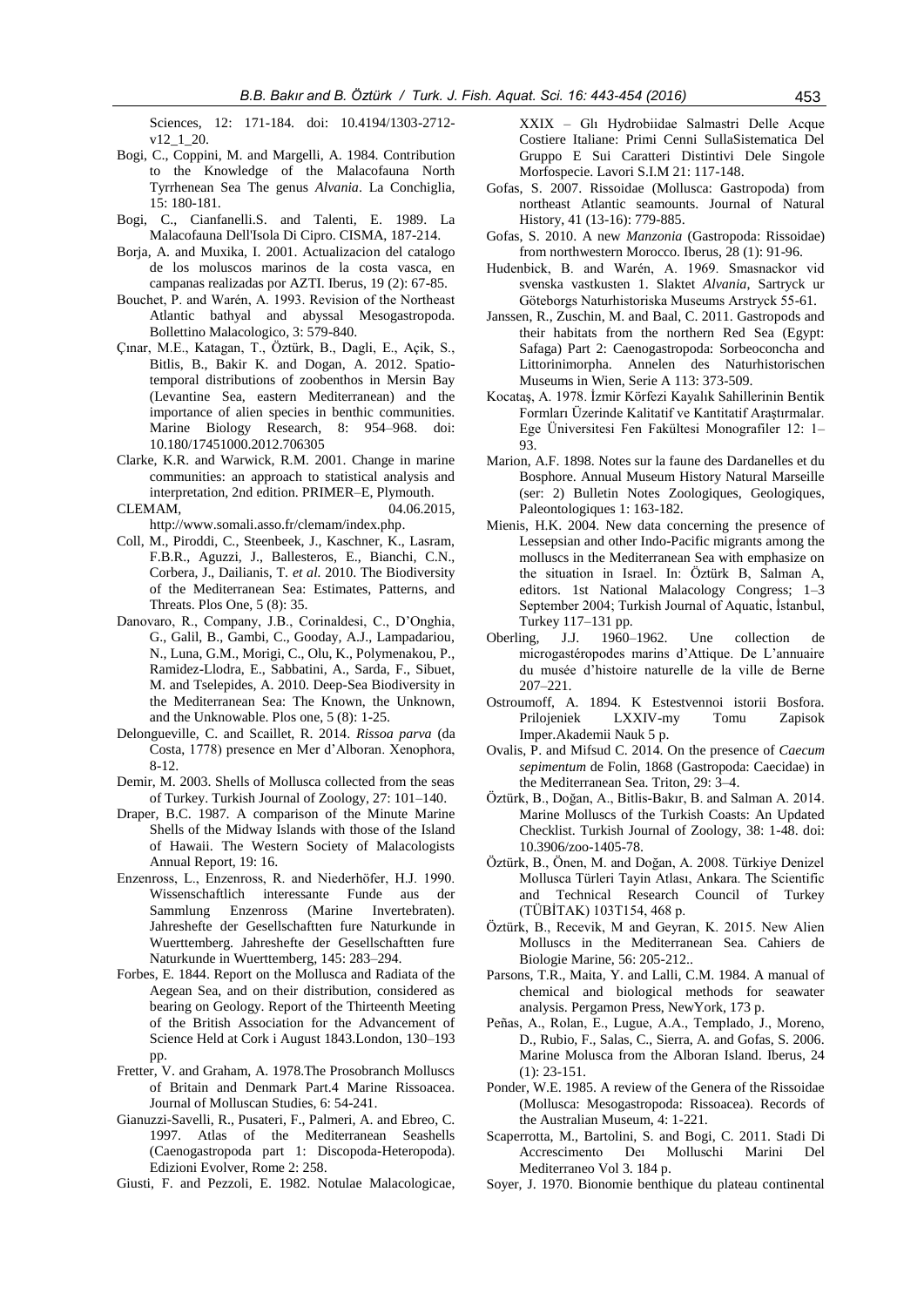Sciences, 12: 171-184. doi: 10.4194/1303-2712-v12_1_20.

Bogi, C., Coppini, M. and Margelli, A. 1984. Contribution to the Knowledge of the Malacofauna North Tyrrhenean Sea The genus *Alvania*. La Conchiglia, 15: 180-181.

Bogi, C., Cianfanelli.S. and Talenti, E. 1989. La Malacofauna Dell'Isola Di Cipro. CISMA, 187-214.

Borja, A. and Muxika, I. 2001. Actualizacion del catalogo de los moluscos marinos de la costa vasca, en campanas realizadas por AZTI. Iberus, 19 (2): 67-85.

Bouchet, P. and Warén, A. 1993. Revision of the Northeast Atlantic bathyal and abyssal Mesogastropoda. Bollettino Malacologico, 3: 579-840.

Çınar, M.E., Katagan, T., Öztürk, B., Dagli, E., Açik, S., Bitlis, B., Bakir K. and Dogan, A. 2012. Spatio-temporal distributions of zoobenthos in Mersin Bay (Levantine Sea, eastern Mediterranean) and the importance of alien species in benthic communities. Marine Biology Research, 8: 954–968. doi: 10.180/17451000.2012.706305

Clarke, K.R. and Warwick, R.M. 2001. Change in marine communities: an approach to statistical analysis and interpretation, 2nd edition. PRIMER–E, Plymouth.

CLEMAM, 04.06.2015, http://www.somali.asso.fr/clemam/index.php.

Coll, M., Piroddi, C., Steenbeek, J., Kaschner, K., Lasram, F.B.R., Aguzzi, J., Ballesteros, E., Bianchi, C.N., Corbera, J., Dailianis, T. *et al.* 2010. The Biodiversity of the Mediterranean Sea: Estimates, Patterns, and Threats. Plos One, 5 (8): 35.

Danovaro, R., Company, J.B., Corinaldesi, C., D'Onghia, G., Galil, B., Gambi, C., Gooday, A.J., Lampadariou, N., Luna, G.M., Morigi, C., Olu, K., Polymenakou, P., Ramidez-Llodra, E., Sabbatini, A., Sarda, F., Sibuet, M. and Tselepides, A. 2010. Deep-Sea Biodiversity in the Mediterranean Sea: The Known, the Unknown, and the Unknowable. Plos one, 5 (8): 1-25.

Delongueville, C. and Scaillet, R. 2014. *Rissoa parva* (da Costa, 1778) presence en Mer d'Alboran. Xenophora, 8-12.

Demir, M. 2003. Shells of Mollusca collected from the seas of Turkey. Turkish Journal of Zoology, 27: 101–140.

Draper, B.C. 1987. A comparison of the Minute Marine Shells of the Midway Islands with those of the Island of Hawaii. The Western Society of Malacologists Annual Report, 19: 16.

Enzenross, L., Enzenross, R. and Niederhöfer, H.J. 1990. Wissenschaftlich interessante Funde aus der Sammlung Enzenross (Marine Invertebraten). Jahreshefte der Gesellschaftten fure Naturkunde in Wuerttemberg. Jahreshefte der Gesellschaftten fure Naturkunde in Wuerttemberg, 145: 283–294.

Forbes, E. 1844. Report on the Mollusca and Radiata of the Aegean Sea, and on their distribution, considered as bearing on Geology. Report of the Thirteenth Meeting of the British Association for the Advancement of Science Held at Cork i August 1843.London, 130–193 pp.

Fretter, V. and Graham, A. 1978.The Prosobranch Molluscs of Britain and Denmark Part.4 Marine Rissoacea. Journal of Molluscan Studies, 6: 54-241.

Gianuzzi-Savelli, R., Pusateri, F., Palmeri, A. and Ebreo, C. 1997. Atlas of the Mediterranean Seashells (Caenogastropoda part 1: Discopoda-Heteropoda). Edizioni Evolver, Rome 2: 258.

Giusti, F. and Pezzoli, E. 1982. Notulae Malacologicae, XXIX – Glı Hydrobiidae Salmastri Delle Acque Costiere Italiane: Primi Cenni SullaSistematica Del Gruppo E Sui Caratteri Distintivi Dele Singole Morfospecie. Lavori S.I.M 21: 117-148.

Gofas, S. 2007. Rissoidae (Mollusca: Gastropoda) from northeast Atlantic seamounts. Journal of Natural History, 41 (13-16): 779-885.

Gofas, S. 2010. A new *Manzonia* (Gastropoda: Rissoidae) from northwestern Morocco. Iberus, 28 (1): 91-96.

Hudenbick, B. and Warén, A. 1969. Smasnackor vid svenska vastkusten 1. Slaktet *Alvania*, Sartryck ur Göteborgs Naturhistoriska Museums Arstryck 55-61.

Janssen, R., Zuschin, M. and Baal, C. 2011. Gastropods and their habitats from the northern Red Sea (Egypt: Safaga) Part 2: Caenogastropoda: Sorbeoconcha and Littorinimorpha. Annelen des Naturhistorischen Museums in Wien, Serie A 113: 373-509.

Kocataş, A. 1978. İzmir Körfezi Kayalık Sahillerinin Bentik Formları Üzerinde Kalitatif ve Kantitatif Araştırmalar. Ege Üniversitesi Fen Fakültesi Monografiler 12: 1–93.

Marion, A.F. 1898. Notes sur la faune des Dardanelles et du Bosphore. Annual Museum History Natural Marseille (ser: 2) Bulletin Notes Zoologiques, Geologiques, Paleontologiques 1: 163-182.

Mienis, H.K. 2004. New data concerning the presence of Lessepsian and other Indo-Pacific migrants among the molluscs in the Mediterranean Sea with emphasize on the situation in Israel. In: Öztürk B, Salman A, editors. 1st National Malacology Congress; 1–3 September 2004; Turkish Journal of Aquatic, İstanbul, Turkey 117–131 pp.

Oberling, J.J. 1960–1962. Une collection de microgastéropodes marins d'Attique. De L'annuaire du musée d'histoire naturelle de la ville de Berne 207–221.

Ostroumoff, A. 1894. K Estestvennoi istorii Bosfora. Prilojeniek LXXIV-my Tomu Zapisok Imper.Akademii Nauk 5 p.

Ovalis, P. and Mifsud C. 2014. On the presence of *Caecum sepimentum* de Folin, 1868 (Gastropoda: Caecidae) in the Mediterranean Sea. Triton, 29: 3–4.

Öztürk, B., Doğan, A., Bitlis-Bakır, B. and Salman A. 2014. Marine Molluscs of the Turkish Coasts: An Updated Checklist. Turkish Journal of Zoology, 38: 1-48. doi: 10.3906/zoo-1405-78.

Öztürk, B., Önen, M. and Doğan, A. 2008. Türkiye Denizel Mollusca Türleri Tayin Atlası, Ankara. The Scientific and Technical Research Council of Turkey (TÜBİTAK) 103T154, 468 p.

Öztürk, B., Recevik, M and Geyran, K. 2015. New Alien Molluscs in the Mediterranean Sea. Cahiers de Biologie Marine, 56: 205-212..

Parsons, T.R., Maita, Y. and Lalli, C.M. 1984. A manual of chemical and biological methods for seawater analysis. Pergamon Press, NewYork, 173 p.

Peñas, A., Rolan, E., Lugue, A.A., Templado, J., Moreno, D., Rubio, F., Salas, C., Sierra, A. and Gofas, S. 2006. Marine Molusca from the Alboran Island. Iberus, 24 (1): 23-151.

Ponder, W.E. 1985. A review of the Genera of the Rissoidae (Mollusca: Mesogastropoda: Rissoacea). Records of the Australian Museum, 4: 1-221.

Scaperrotta, M., Bartolini, S. and Bogi, C. 2011. Stadi Di Accrescimento Deı Molluschi Marini Del Mediterraneo Vol 3. 184 p.

Soyer, J. 1970. Bionomie benthique du plateau continental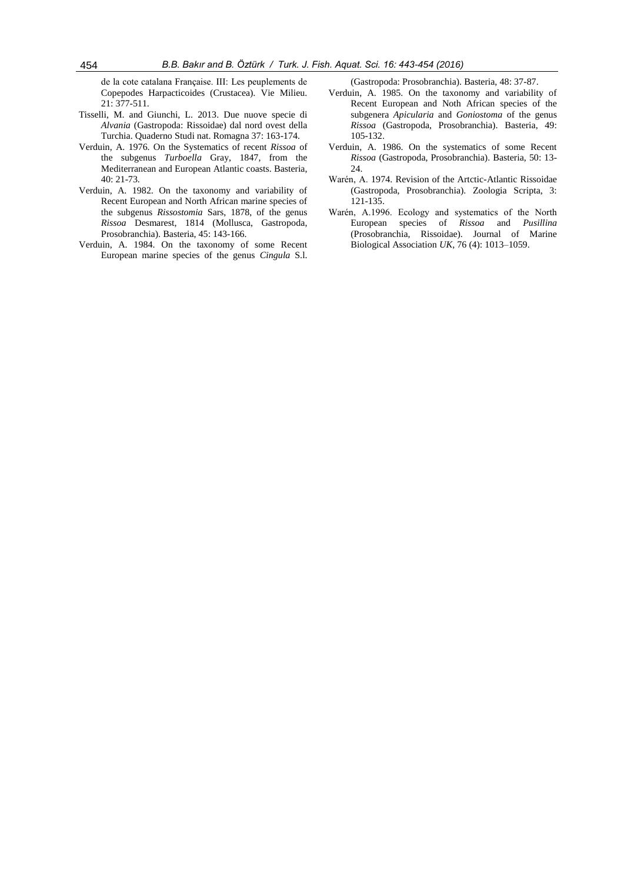de la cote catalana Française. III: Les peuplements de Copepodes Harpacticoides (Crustacea). Vie Milieu. 21: 377-511.

Tisselli, M. and Giunchi, L. 2013. Due nuove specie di *Alvania* (Gastropoda: Rissoidae) dal nord ovest della Turchia. Quaderno Studi nat. Romagna 37: 163-174.

Verduin, A. 1976. On the Systematics of recent *Rissoa* of the subgenus *Turboella* Gray, 1847, from the Mediterranean and European Atlantic coasts. Basteria, 40: 21-73.

Verduin, A. 1982. On the taxonomy and variability of Recent European and North African marine species of the subgenus *Rissostomia* Sars, 1878, of the genus *Rissoa* Desmarest, 1814 (Mollusca, Gastropoda, Prosobranchia). Basteria, 45: 143-166.

Verduin, A. 1984. On the taxonomy of some Recent European marine species of the genus *Cingula* S.l. (Gastropoda: Prosobranchia). Basteria, 48: 37-87.

Verduin, A. 1985. On the taxonomy and variability of Recent European and Noth African species of the subgenera *Apicularia* and *Goniostoma* of the genus *Rissoa* (Gastropoda, Prosobranchia). Basteria, 49: 105-132.

Verduin, A. 1986. On the systematics of some Recent *Rissoa* (Gastropoda, Prosobranchia). Basteria, 50: 13-24.

Warén, A. 1974. Revision of the Artctic-Atlantic Rissoidae (Gastropoda, Prosobranchia). Zoologia Scripta, 3: 121-135.

Warén, A.1996. Ecology and systematics of the North European species of *Rissoa* and *Pusillina* (Prosobranchia, Rissoidae). Journal of Marine Biological Association *UK*, 76 (4): 1013–1059.